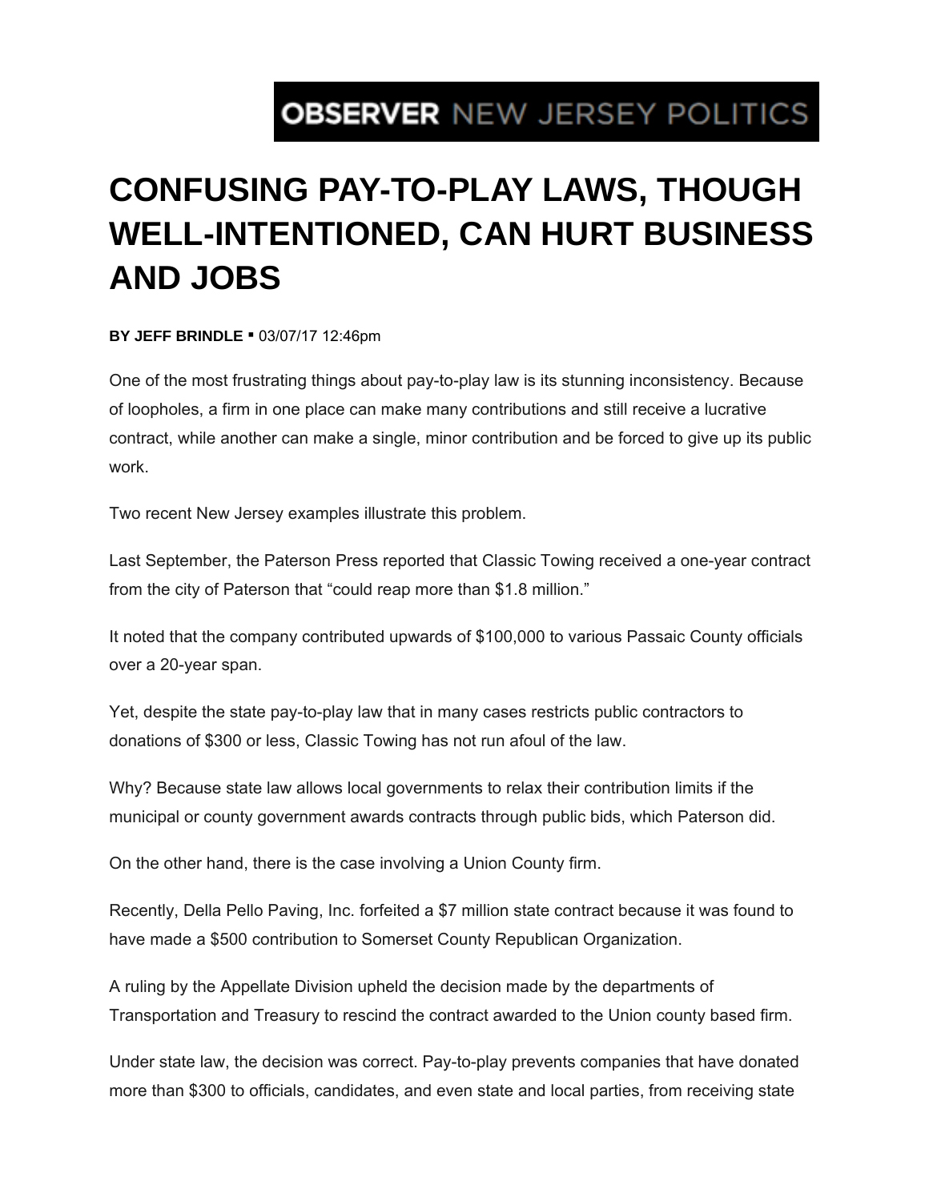OBSERVER NEW JERSEY POLITICS

# CONFUSING PAY-TO-PLAY LAWS, THOUGH WELL-INTENTIONED, CAN HURT BUSINESS AND JOBS

**BY JEFF BRINDLE** ▪ 03/07/17 12:46pm

One of the most frustrating things about pay-to-play law is its stunning inconsistency. Because of loopholes, a firm in one place can make many contributions and still receive a lucrative contract, while another can make a single, minor contribution and be forced to give up its public work.

Two recent New Jersey examples illustrate this problem.

Last September, the Paterson Press reported that Classic Towing received a one-year contract from the city of Paterson that "could reap more than $1.8 million."

It noted that the company contributed upwards of $100,000 to various Passaic County officials over a 20-year span.

Yet, despite the state pay-to-play law that in many cases restricts public contractors to donations of $300 or less, Classic Towing has not run afoul of the law.

Why? Because state law allows local governments to relax their contribution limits if the municipal or county government awards contracts through public bids, which Paterson did.

On the other hand, there is the case involving a Union County firm.

Recently, Della Pello Paving, Inc. forfeited a $7 million state contract because it was found to have made a $500 contribution to Somerset County Republican Organization.

A ruling by the Appellate Division upheld the decision made by the departments of Transportation and Treasury to rescind the contract awarded to the Union county based firm.

Under state law, the decision was correct. Pay-to-play prevents companies that have donated more than $300 to officials, candidates, and even state and local parties, from receiving state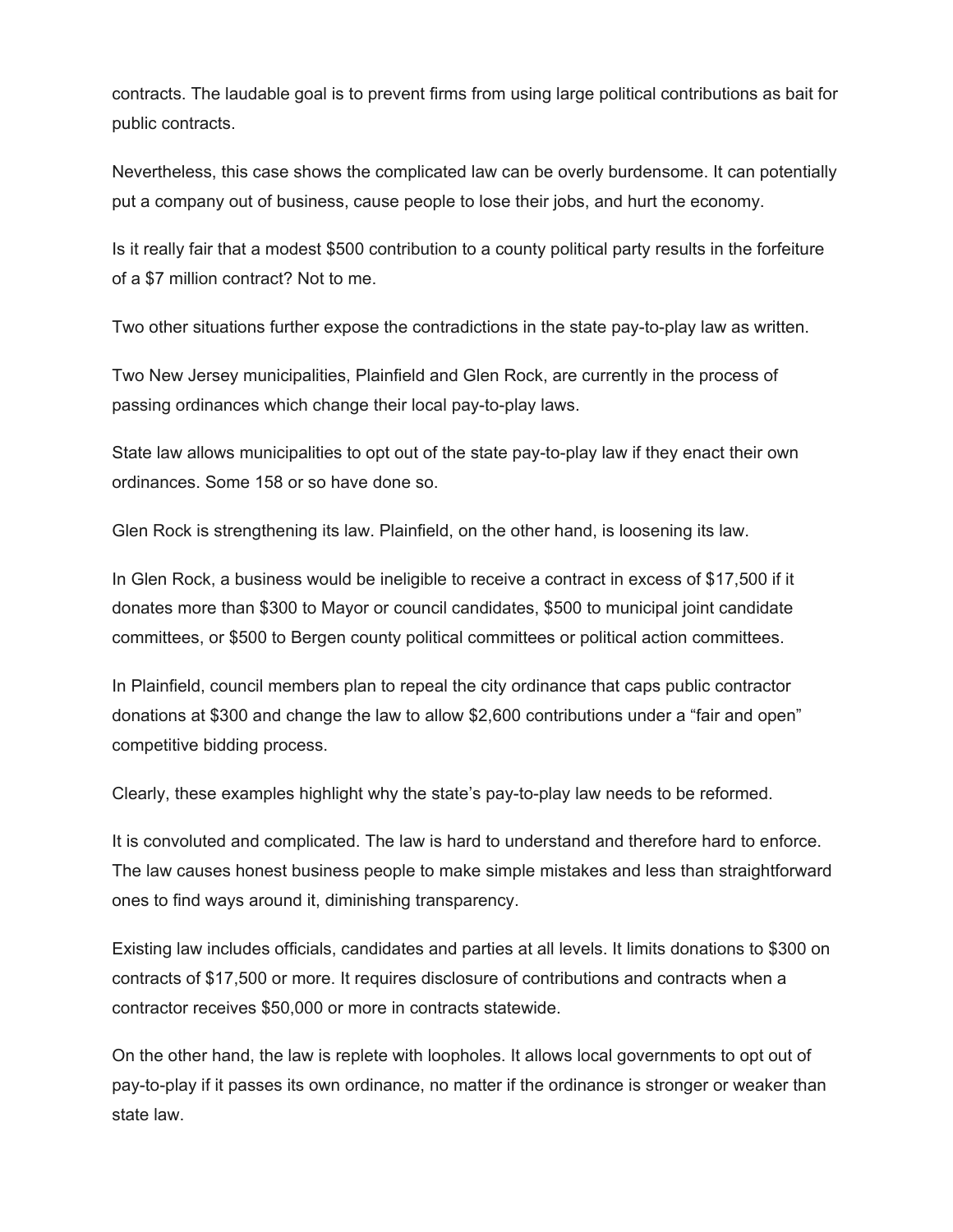contracts. The laudable goal is to prevent firms from using large political contributions as bait for public contracts.

Nevertheless, this case shows the complicated law can be overly burdensome. It can potentially put a company out of business, cause people to lose their jobs, and hurt the economy.

Is it really fair that a modest $500 contribution to a county political party results in the forfeiture of a $7 million contract? Not to me.

Two other situations further expose the contradictions in the state pay-to-play law as written.

Two New Jersey municipalities, Plainfield and Glen Rock, are currently in the process of passing ordinances which change their local pay-to-play laws.

State law allows municipalities to opt out of the state pay-to-play law if they enact their own ordinances. Some 158 or so have done so.

Glen Rock is strengthening its law. Plainfield, on the other hand, is loosening its law.

In Glen Rock, a business would be ineligible to receive a contract in excess of $17,500 if it donates more than $300 to Mayor or council candidates, $500 to municipal joint candidate committees, or $500 to Bergen county political committees or political action committees.

In Plainfield, council members plan to repeal the city ordinance that caps public contractor donations at $300 and change the law to allow $2,600 contributions under a "fair and open" competitive bidding process.

Clearly, these examples highlight why the state's pay-to-play law needs to be reformed.

It is convoluted and complicated. The law is hard to understand and therefore hard to enforce. The law causes honest business people to make simple mistakes and less than straightforward ones to find ways around it, diminishing transparency.

Existing law includes officials, candidates and parties at all levels. It limits donations to $300 on contracts of $17,500 or more. It requires disclosure of contributions and contracts when a contractor receives $50,000 or more in contracts statewide.

On the other hand, the law is replete with loopholes. It allows local governments to opt out of pay-to-play if it passes its own ordinance, no matter if the ordinance is stronger or weaker than state law.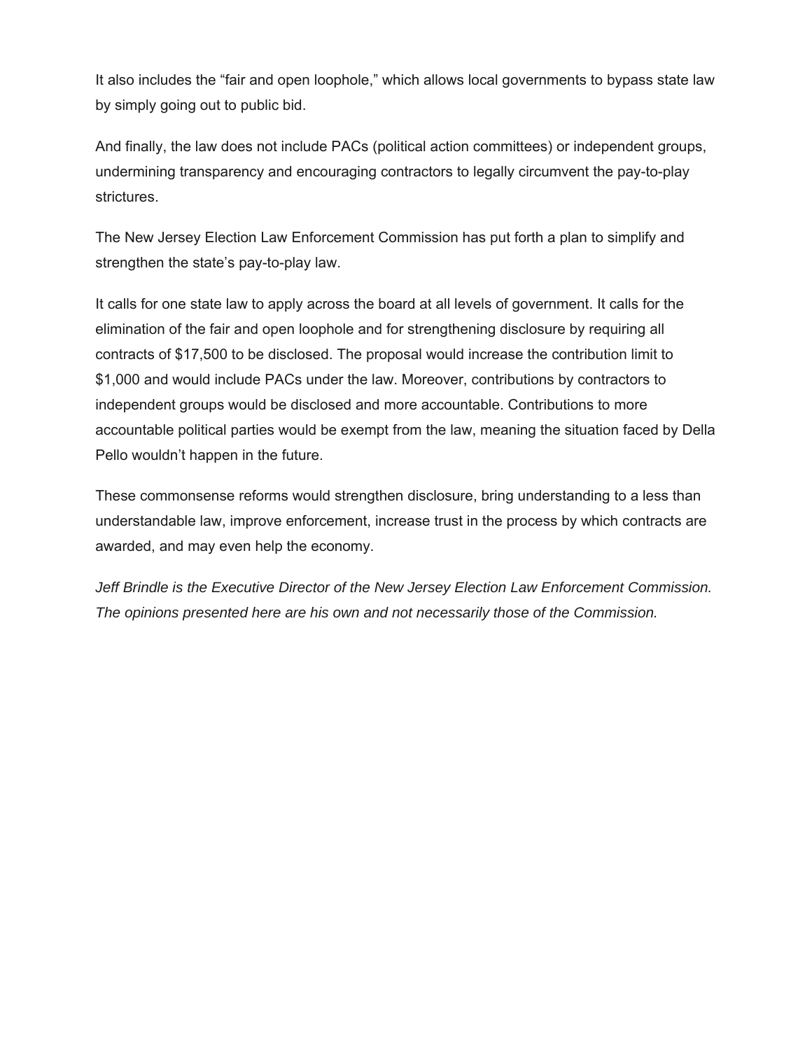It also includes the “fair and open loophole,” which allows local governments to bypass state law by simply going out to public bid.

And finally, the law does not include PACs (political action committees) or independent groups, undermining transparency and encouraging contractors to legally circumvent the pay-to-play strictures.

The New Jersey Election Law Enforcement Commission has put forth a plan to simplify and strengthen the state’s pay-to-play law.

It calls for one state law to apply across the board at all levels of government. It calls for the elimination of the fair and open loophole and for strengthening disclosure by requiring all contracts of $17,500 to be disclosed. The proposal would increase the contribution limit to $1,000 and would include PACs under the law. Moreover, contributions by contractors to independent groups would be disclosed and more accountable. Contributions to more accountable political parties would be exempt from the law, meaning the situation faced by Della Pello wouldn’t happen in the future.

These commonsense reforms would strengthen disclosure, bring understanding to a less than understandable law, improve enforcement, increase trust in the process by which contracts are awarded, and may even help the economy.

*Jeff Brindle is the Executive Director of the New Jersey Election Law Enforcement Commission. The opinions presented here are his own and not necessarily those of the Commission.*